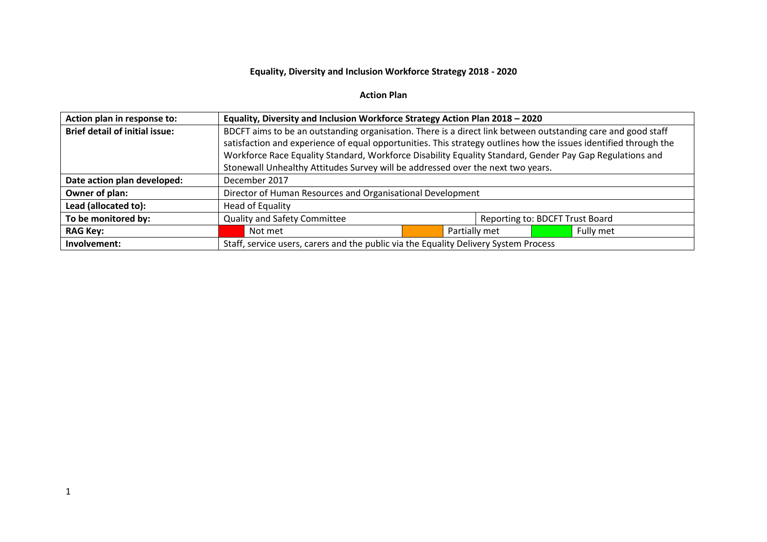# Equality, Diversity and Inclusion Workforce Strategy 2018 - 2020

## Action Plan

| **Action plan in response to:** | **Equality, Diversity and Inclusion Workforce Strategy Action Plan 2018 – 2020** | | | | | |
|---|---|---|---|---|---|---|
| **Brief detail of initial issue:** | BDCFT aims to be an outstanding organisation. There is a direct link between outstanding care and good staff satisfaction and experience of equal opportunities. This strategy outlines how the issues identified through the Workforce Race Equality Standard, Workforce Disability Equality Standard, Gender Pay Gap Regulations and Stonewall Unhealthy Attitudes Survey will be addressed over the next two years. | | | | | |
| **Date action plan developed:** | December 2017 | | | | | |
| **Owner of plan:** | Director of Human Resources and Organisational Development | | | | | |
| **Lead (allocated to):** | Head of Equality | | | | | |
| **To be monitored by:** | Quality and Safety Committee | | | Reporting to: BDCFT Trust Board | | |
| **RAG Key:** | (Red) | Not met | (Amber) | Partially met | (Green) | Fully met |
| **Involvement:** | Staff, service users, carers and the public via the Equality Delivery System Process | | | | | |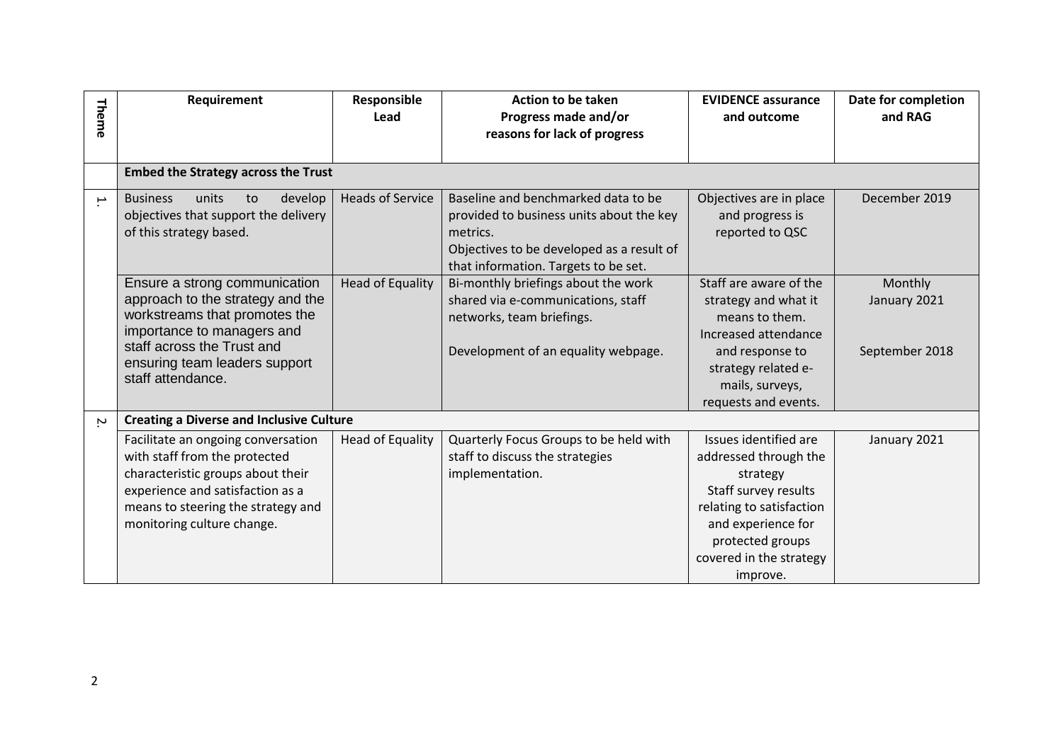| Theme | Requirement | Responsible Lead | Action to be taken<br>Progress made and/or<br>reasons for lack of progress | EVIDENCE assurance and outcome | Date for completion and RAG |
|---|---|---|---|---|---|
| | **Embed the Strategy across the Trust** | | | | |
| 1. | Business units to develop objectives that support the delivery of this strategy based. | Heads of Service | Baseline and benchmarked data to be provided to business units about the key metrics.<br>Objectives to be developed as a result of that information. Targets to be set. | Objectives are in place and progress is reported to QSC | December 2019 |
| | Ensure a strong communication approach to the strategy and the workstreams that promotes the importance to managers and staff across the Trust and ensuring team leaders support staff attendance. | Head of Equality | Bi-monthly briefings about the work shared via e-communications, staff networks, team briefings.<br><br>Development of an equality webpage. | Staff are aware of the strategy and what it means to them.<br>Increased attendance and response to strategy related e-mails, surveys, requests and events. | Monthly<br>January 2021<br><br>September 2018 |
| 2. | **Creating a Diverse and Inclusive Culture** | | | | |
| | Facilitate an ongoing conversation with staff from the protected characteristic groups about their experience and satisfaction as a means to steering the strategy and monitoring culture change. | Head of Equality | Quarterly Focus Groups to be held with staff to discuss the strategies implementation. | Issues identified are addressed through the strategy<br>Staff survey results relating to satisfaction and experience for protected groups covered in the strategy improve. | January 2021 |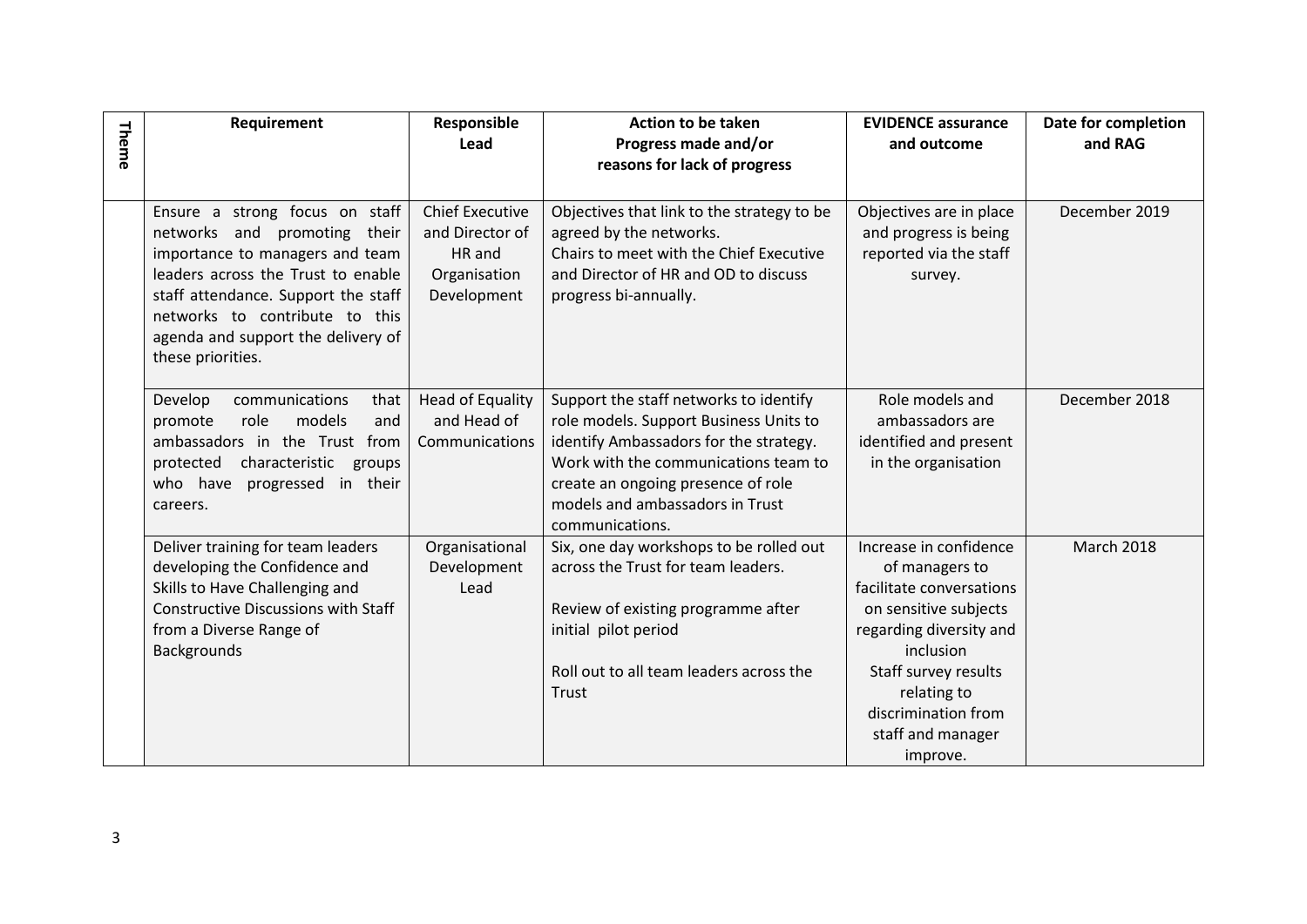| Theme | Requirement | Responsible Lead | Action to be taken Progress made and/or reasons for lack of progress | EVIDENCE assurance and outcome | Date for completion and RAG |
|---|---|---|---|---|---|
| | Ensure a strong focus on staff networks and promoting their importance to managers and team leaders across the Trust to enable staff attendance. Support the staff networks to contribute to this agenda and support the delivery of these priorities. | Chief Executive and Director of HR and Organisation Development | Objectives that link to the strategy to be agreed by the networks. Chairs to meet with the Chief Executive and Director of HR and OD to discuss progress bi-annually. | Objectives are in place and progress is being reported via the staff survey. | December 2019 |
| | Develop communications that promote role models and ambassadors in the Trust from protected characteristic groups who have progressed in their careers. | Head of Equality and Head of Communications | Support the staff networks to identify role models. Support Business Units to identify Ambassadors for the strategy. Work with the communications team to create an ongoing presence of role models and ambassadors in Trust communications. | Role models and ambassadors are identified and present in the organisation | December 2018 |
| | Deliver training for team leaders developing the Confidence and Skills to Have Challenging and Constructive Discussions with Staff from a Diverse Range of Backgrounds | Organisational Development Lead | Six, one day workshops to be rolled out across the Trust for team leaders.<br><br>Review of existing programme after initial pilot period<br><br>Roll out to all team leaders across the Trust | Increase in confidence of managers to facilitate conversations on sensitive subjects regarding diversity and inclusion<br>Staff survey results relating to discrimination from staff and manager improve. | March 2018 |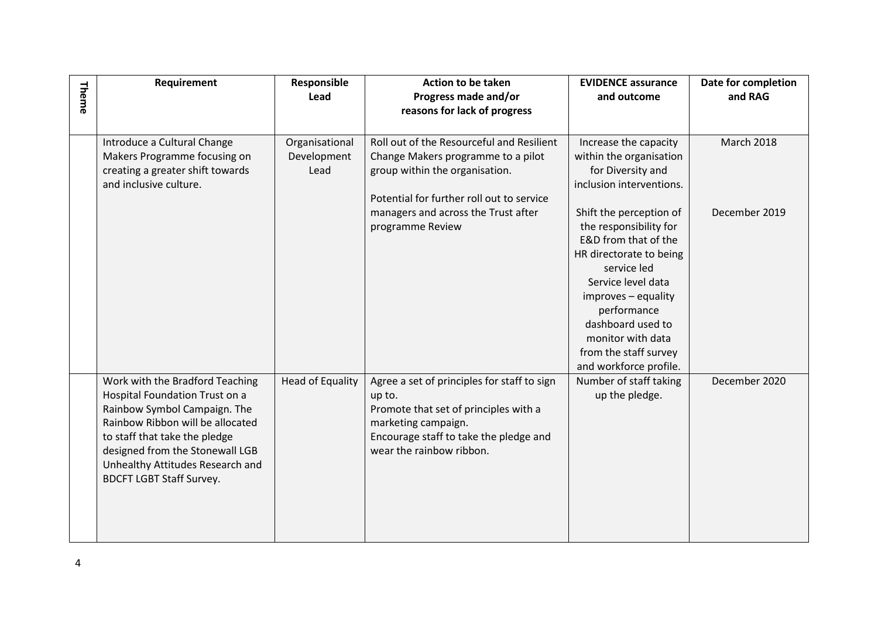| Theme | Requirement | Responsible Lead | Action to be taken Progress made and/or reasons for lack of progress | EVIDENCE assurance and outcome | Date for completion and RAG |
|---|---|---|---|---|---|
| | Introduce a Cultural Change Makers Programme focusing on creating a greater shift towards and inclusive culture. | Organisational Development Lead | Roll out of the Resourceful and Resilient Change Makers programme to a pilot group within the organisation.<br><br>Potential for further roll out to service managers and across the Trust after programme Review | Increase the capacity within the organisation for Diversity and inclusion interventions.<br><br>Shift the perception of the responsibility for E&D from that of the HR directorate to being service led<br>Service level data improves – equality performance dashboard used to monitor with data from the staff survey and workforce profile. | March 2018<br><br>December 2019 |
| | Work with the Bradford Teaching Hospital Foundation Trust on a Rainbow Symbol Campaign. The Rainbow Ribbon will be allocated to staff that take the pledge designed from the Stonewall LGB Unhealthy Attitudes Research and BDCFT LGBT Staff Survey. | Head of Equality | Agree a set of principles for staff to sign up to.<br>Promote that set of principles with a marketing campaign.<br>Encourage staff to take the pledge and wear the rainbow ribbon. | Number of staff taking up the pledge. | December 2020 |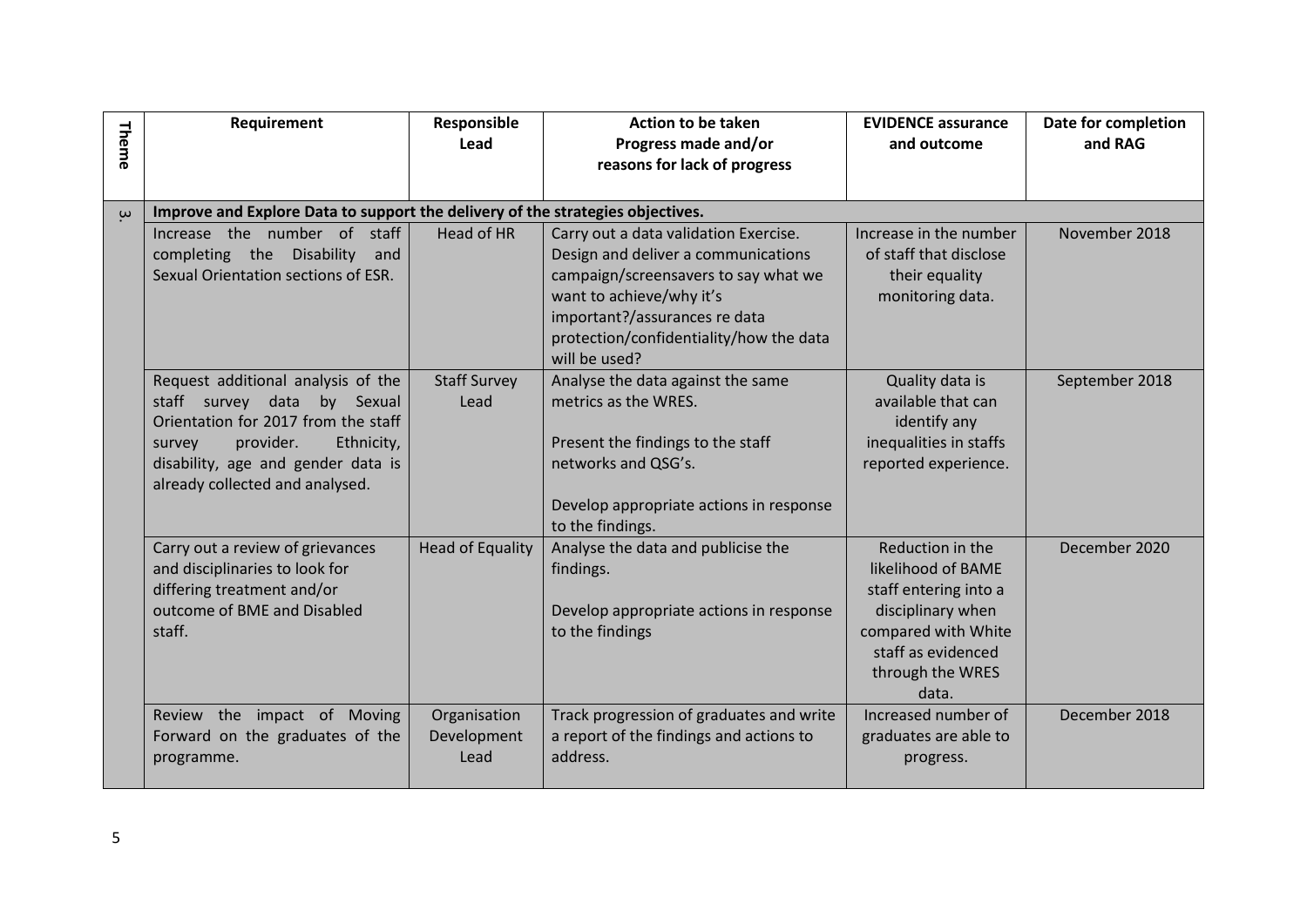| Theme | Requirement | Responsible Lead | Action to be taken Progress made and/or reasons for lack of progress | EVIDENCE assurance and outcome | Date for completion and RAG |
|---|---|---|---|---|---|
| 3. | **Improve and Explore Data to support the delivery of the strategies objectives.** | | | | |
| | Increase the number of staff completing the Disability and Sexual Orientation sections of ESR. | Head of HR | Carry out a data validation Exercise. Design and deliver a communications campaign/screensavers to say what we want to achieve/why it's important?/assurances re data protection/confidentiality/how the data will be used? | Increase in the number of staff that disclose their equality monitoring data. | November 2018 |
| | Request additional analysis of the staff survey data by Sexual Orientation for 2017 from the staff survey provider. Ethnicity, disability, age and gender data is already collected and analysed. | Staff Survey Lead | Analyse the data against the same metrics as the WRES.<br><br>Present the findings to the staff networks and QSG's.<br><br>Develop appropriate actions in response to the findings. | Quality data is available that can identify any inequalities in staffs reported experience. | September 2018 |
| | Carry out a review of grievances and disciplinaries to look for differing treatment and/or outcome of BME and Disabled staff. | Head of Equality | Analyse the data and publicise the findings.<br><br>Develop appropriate actions in response to the findings | Reduction in the likelihood of BAME staff entering into a disciplinary when compared with White staff as evidenced through the WRES data. | December 2020 |
| | Review the impact of Moving Forward on the graduates of the programme. | Organisation Development Lead | Track progression of graduates and write a report of the findings and actions to address. | Increased number of graduates are able to progress. | December 2018 |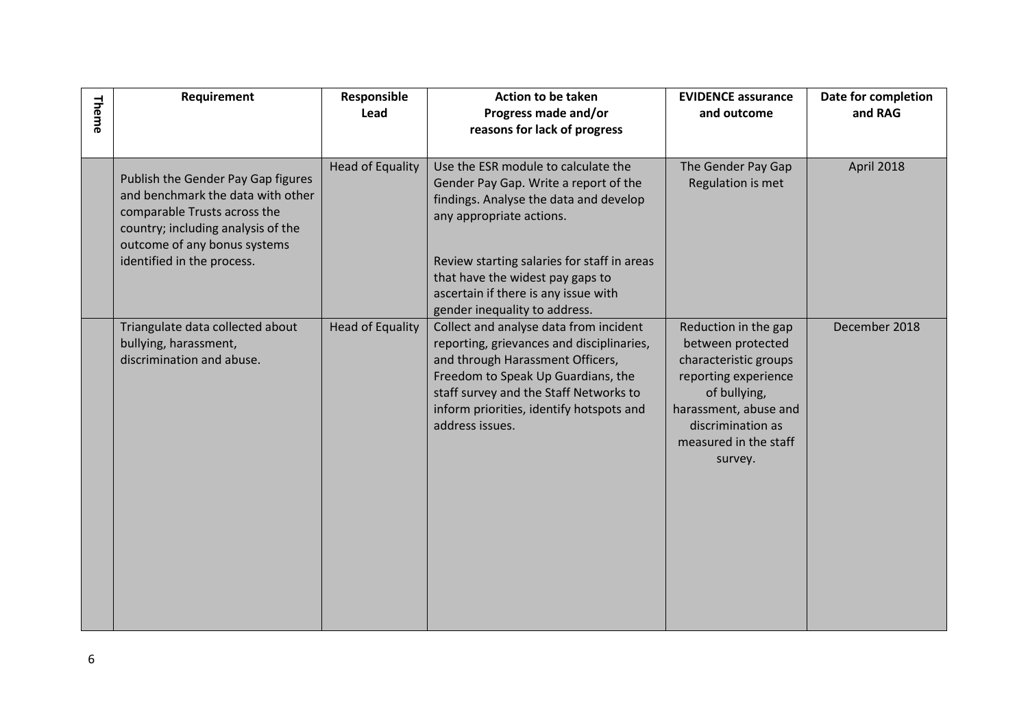| Theme | Requirement | Responsible Lead | Action to be taken Progress made and/or reasons for lack of progress | EVIDENCE assurance and outcome | Date for completion and RAG |
|---|---|---|---|---|---|
| | Publish the Gender Pay Gap figures and benchmark the data with other comparable Trusts across the country; including analysis of the outcome of any bonus systems identified in the process. | Head of Equality | Use the ESR module to calculate the Gender Pay Gap. Write a report of the findings. Analyse the data and develop any appropriate actions.<br><br>Review starting salaries for staff in areas that have the widest pay gaps to ascertain if there is any issue with gender inequality to address. | The Gender Pay Gap Regulation is met | April 2018 |
| | Triangulate data collected about bullying, harassment, discrimination and abuse. | Head of Equality | Collect and analyse data from incident reporting, grievances and disciplinaries, and through Harassment Officers, Freedom to Speak Up Guardians, the staff survey and the Staff Networks to inform priorities, identify hotspots and address issues. | Reduction in the gap between protected characteristic groups reporting experience of bullying, harassment, abuse and discrimination as measured in the staff survey. | December 2018 |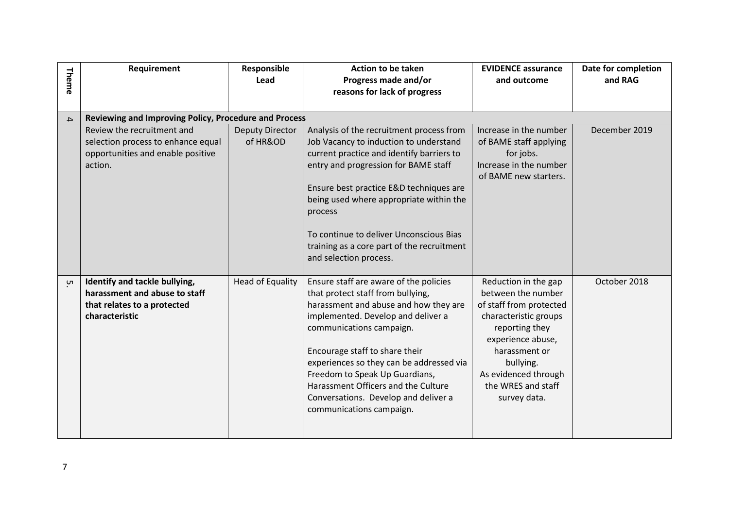| Theme | Requirement | Responsible Lead | Action to be taken<br>Progress made and/or<br>reasons for lack of progress | EVIDENCE assurance and outcome | Date for completion and RAG |
|---|---|---|---|---|---|
| 4 | **Reviewing and Improving Policy, Procedure and Process** | | | | |
| | Review the recruitment and selection process to enhance equal opportunities and enable positive action. | Deputy Director of HR&OD | Analysis of the recruitment process from Job Vacancy to induction to understand current practice and identify barriers to entry and progression for BAME staff<br><br>Ensure best practice E&D techniques are being used where appropriate within the process<br><br>To continue to deliver Unconscious Bias training as a core part of the recruitment and selection process. | Increase in the number of BAME staff applying for jobs.<br>Increase in the number of BAME new starters. | December 2019 |
| 5. | **Identify and tackle bullying, harassment and abuse to staff that relates to a protected characteristic** | Head of Equality | Ensure staff are aware of the policies that protect staff from bullying, harassment and abuse and how they are implemented. Develop and deliver a communications campaign.<br><br>Encourage staff to share their experiences so they can be addressed via Freedom to Speak Up Guardians, Harassment Officers and the Culture Conversations. Develop and deliver a communications campaign. | Reduction in the gap between the number of staff from protected characteristic groups reporting they experience abuse, harassment or bullying.<br>As evidenced through the WRES and staff survey data. | October 2018 |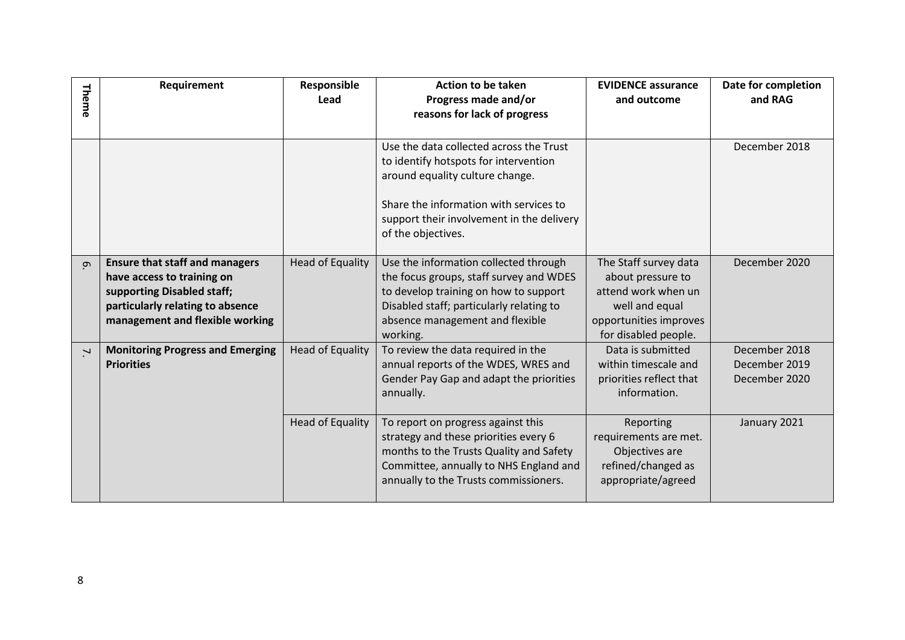| Theme | Requirement | Responsible Lead | Action to be taken<br>Progress made and/or<br>reasons for lack of progress | EVIDENCE assurance and outcome | Date for completion and RAG |
|---|---|---|---|---|---|
| | | | Use the data collected across the Trust to identify hotspots for intervention around equality culture change.<br><br>Share the information with services to support their involvement in the delivery of the objectives. | | December 2018 |
| 6. | **Ensure that staff and managers have access to training on supporting Disabled staff; particularly relating to absence management and flexible working** | Head of Equality | Use the information collected through the focus groups, staff survey and WDES to develop training on how to support Disabled staff; particularly relating to absence management and flexible working. | The Staff survey data about pressure to attend work when un well and equal opportunities improves for disabled people. | December 2020 |
| 7. | **Monitoring Progress and Emerging Priorities** | Head of Equality | To review the data required in the annual reports of the WDES, WRES and Gender Pay Gap and adapt the priorities annually. | Data is submitted within timescale and priorities reflect that information. | December 2018<br>December 2019<br>December 2020 |
| | | Head of Equality | To report on progress against this strategy and these priorities every 6 months to the Trusts Quality and Safety Committee, annually to NHS England and annually to the Trusts commissioners. | Reporting requirements are met. Objectives are refined/changed as appropriate/agreed | January 2021 |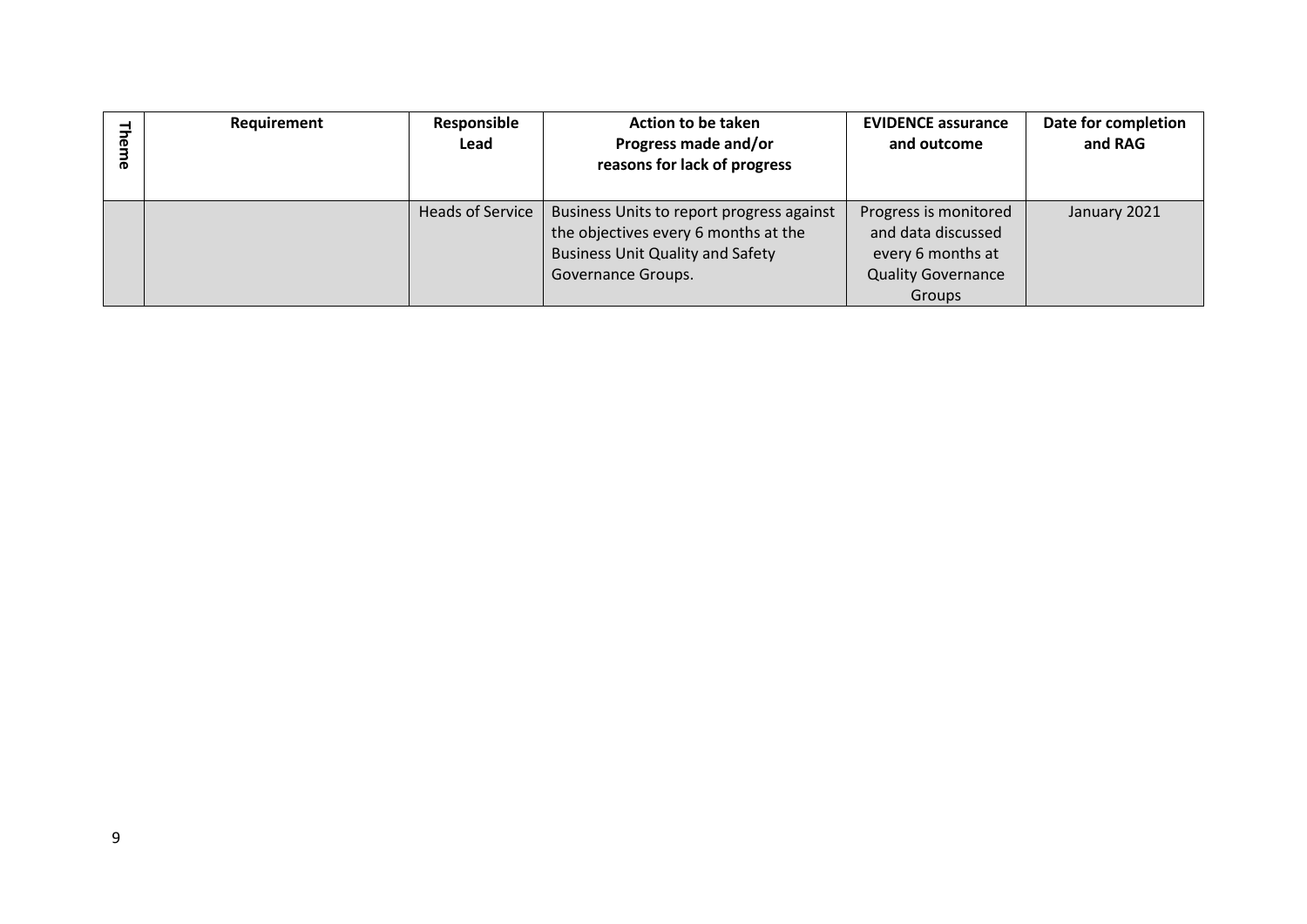| Theme | Requirement | Responsible Lead | Action to be taken<br>Progress made and/or<br>reasons for lack of progress | EVIDENCE assurance and outcome | Date for completion and RAG |
|---|---|---|---|---|---|
| | | Heads of Service | Business Units to report progress against the objectives every 6 months at the Business Unit Quality and Safety Governance Groups. | Progress is monitored and data discussed every 6 months at Quality Governance Groups | January 2021 |